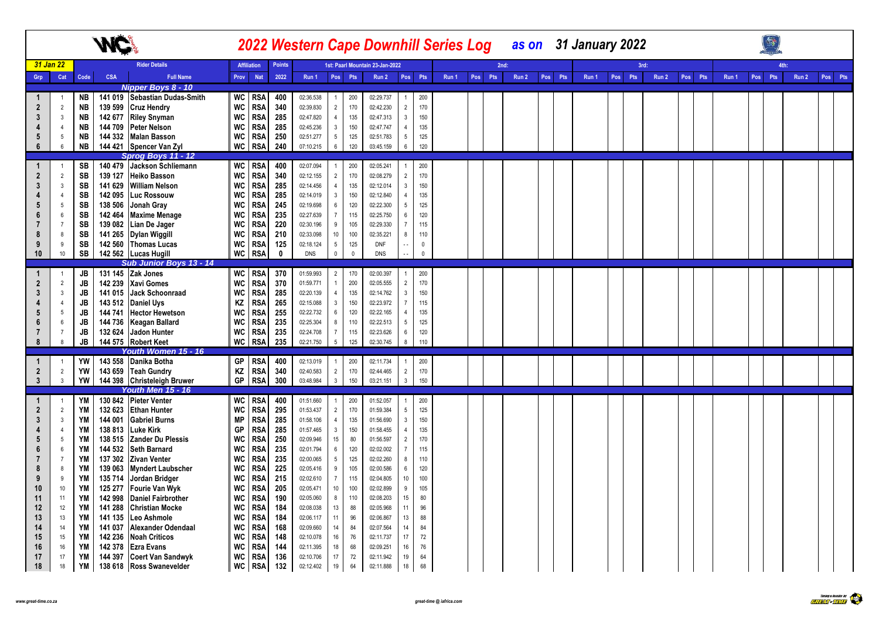# 2022 Western Cape Downhill Series Log *as on* 31 January 2022

| 31 Jan 22 | | Rider Details | | | Affiliation | | Points | 1st: Paarl Mountain 23-Jan-2022 | | | | | | 2nd: | | | | | | 3rd: | | | | | | 4th: | | | | | |
|---|---|---|---|---|---|---|---|---|---|---|---|---|---|---|---|---|---|---|---|---|---|---|---|---|---|---|---|---|---|---|---|
| Grp | Cat | Code | CSA | Full Name | Prov | Nat | 2022 | Run 1 | Pos | Pts | Run 2 | Pos | Pts | Run 1 | Pos | Pts | Run 2 | Pos | Pts | Run 1 | Pos | Pts | Run 2 | Pos | Pts | Run 1 | Pos | Pts | Run 2 | Pos | Pts |
| | | | | **Nipper Boys 8 - 10** | | | | | | | | | | | | | | | | | | | | | | | | | | | |
| 1 | 1 | NB | 141 019 | Sebastian Dudas-Smith | WC | RSA | 400 | 02:36.538 | 1 | 200 | 02:29.737 | 1 | 200 | | | | | | | | | | | | | | | | | | |
| 2 | 2 | NB | 139 599 | Cruz Hendry | WC | RSA | 340 | 02:39.830 | 2 | 170 | 02:42.230 | 2 | 170 | | | | | | | | | | | | | | | | | | |
| 3 | 3 | NB | 142 677 | Riley Snyman | WC | RSA | 285 | 02:47.820 | 4 | 135 | 02:47.313 | 3 | 150 | | | | | | | | | | | | | | | | | | |
| 4 | 4 | NB | 144 709 | Peter Nelson | WC | RSA | 285 | 02:45.236 | 3 | 150 | 02:47.747 | 4 | 135 | | | | | | | | | | | | | | | | | | |
| 5 | 5 | NB | 144 332 | Malan Basson | WC | RSA | 250 | 02:51.277 | 5 | 125 | 02:51.783 | 5 | 125 | | | | | | | | | | | | | | | | | | |
| 6 | 6 | NB | 144 421 | Spencer Van Zyl | WC | RSA | 240 | 07:10.215 | 6 | 120 | 03:45.159 | 6 | 120 | | | | | | | | | | | | | | | | | | |
| | | | | **Sprog Boys 11 - 12** | | | | | | | | | | | | | | | | | | | | | | | | | | | |
| 1 | 1 | SB | 140 479 | Jackson Schliemann | WC | RSA | 400 | 02:07.094 | 1 | 200 | 02:05.241 | 1 | 200 | | | | | | | | | | | | | | | | | | |
| 2 | 2 | SB | 139 127 | Heiko Basson | WC | RSA | 340 | 02:12.155 | 2 | 170 | 02:08.279 | 2 | 170 | | | | | | | | | | | | | | | | | | |
| 3 | 3 | SB | 141 629 | William Nelson | WC | RSA | 285 | 02:14.456 | 4 | 135 | 02:12.014 | 3 | 150 | | | | | | | | | | | | | | | | | | |
| 4 | 4 | SB | 142 095 | Luc Rossouw | WC | RSA | 285 | 02:14.019 | 3 | 150 | 02:12.840 | 4 | 135 | | | | | | | | | | | | | | | | | | |
| 5 | 5 | SB | 138 506 | Jonah Gray | WC | RSA | 245 | 02:19.698 | 6 | 120 | 02:22.300 | 5 | 125 | | | | | | | | | | | | | | | | | | |
| 6 | 6 | SB | 142 464 | Maxime Menage | WC | RSA | 235 | 02:27.639 | 7 | 115 | 02:25.750 | 6 | 120 | | | | | | | | | | | | | | | | | | |
| 7 | 7 | SB | 139 082 | Lian De Jager | WC | RSA | 220 | 02:30.196 | 9 | 105 | 02:29.330 | 7 | 115 | | | | | | | | | | | | | | | | | | |
| 8 | 8 | SB | 141 265 | Dylan Wiggill | WC | RSA | 210 | 02:33.098 | 10 | 100 | 02:35.221 | 8 | 110 | | | | | | | | | | | | | | | | | | |
| 9 | 9 | SB | 142 560 | Thomas Lucas | WC | RSA | 125 | 02:18.124 | 5 | 125 | DNF | - - | 0 | | | | | | | | | | | | | | | | | | |
| 10 | 10 | SB | 142 562 | Lucas Hugill | WC | RSA | 0 | DNS | 0 | 0 | DNS | - - | 0 | | | | | | | | | | | | | | | | | | |
| | | | | **Sub Junior Boys 13 - 14** | | | | | | | | | | | | | | | | | | | | | | | | | | | |
| 1 | 1 | JB | 131 145 | Zak Jones | WC | RSA | 370 | 01:59.993 | 2 | 170 | 02:00.397 | 1 | 200 | | | | | | | | | | | | | | | | | | |
| 2 | 2 | JB | 142 239 | Xavi Gomes | WC | RSA | 370 | 01:59.771 | 1 | 200 | 02:05.555 | 2 | 170 | | | | | | | | | | | | | | | | | | |
| 3 | 3 | JB | 141 015 | Jack Schoonraad | WC | RSA | 285 | 02:20.139 | 4 | 135 | 02:14.762 | 3 | 150 | | | | | | | | | | | | | | | | | | |
| 4 | 4 | JB | 143 512 | Daniel Uys | KZ | RSA | 265 | 02:15.088 | 3 | 150 | 02:23.972 | 7 | 115 | | | | | | | | | | | | | | | | | | |
| 5 | 5 | JB | 144 741 | Hector Hewetson | WC | RSA | 255 | 02:22.732 | 6 | 120 | 02:22.165 | 4 | 135 | | | | | | | | | | | | | | | | | | |
| 6 | 6 | JB | 144 736 | Keagan Ballard | WC | RSA | 235 | 02:25.304 | 8 | 110 | 02:22.513 | 5 | 125 | | | | | | | | | | | | | | | | | | |
| 7 | 7 | JB | 132 624 | Jadon Hunter | WC | RSA | 235 | 02:24.708 | 7 | 115 | 02:23.626 | 6 | 120 | | | | | | | | | | | | | | | | | | |
| 8 | 8 | JB | 144 575 | Robert Keet | WC | RSA | 235 | 02:21.750 | 5 | 125 | 02:30.745 | 8 | 110 | | | | | | | | | | | | | | | | | | |
| | | | | **Youth Women 15 - 16** | | | | | | | | | | | | | | | | | | | | | | | | | | | |
| 1 | 1 | YW | 143 558 | Danika Botha | GP | RSA | 400 | 02:13.019 | 1 | 200 | 02:11.734 | 1 | 200 | | | | | | | | | | | | | | | | | | |
| 2 | 2 | YW | 143 659 | Teah Gundry | KZ | RSA | 340 | 02:40.583 | 2 | 170 | 02:44.465 | 2 | 170 | | | | | | | | | | | | | | | | | | |
| 3 | 3 | YW | 144 398 | Christeleigh Bruwer | GP | RSA | 300 | 03:48.984 | 3 | 150 | 03:21.151 | 3 | 150 | | | | | | | | | | | | | | | | | | |
| | | | | **Youth Men 15 - 16** | | | | | | | | | | | | | | | | | | | | | | | | | | | |
| 1 | 1 | YM | 130 842 | Pieter Venter | WC | RSA | 400 | 01:51.660 | 1 | 200 | 01:52.057 | 1 | 200 | | | | | | | | | | | | | | | | | | |
| 2 | 2 | YM | 132 623 | Ethan Hunter | WC | RSA | 295 | 01:53.437 | 2 | 170 | 01:59.384 | 5 | 125 | | | | | | | | | | | | | | | | | | |
| 3 | 3 | YM | 144 001 | Gabriel Burns | MP | RSA | 285 | 01:58.106 | 4 | 135 | 01:56.690 | 3 | 150 | | | | | | | | | | | | | | | | | | |
| 4 | 4 | YM | 138 813 | Luke Kirk | GP | RSA | 285 | 01:57.465 | 3 | 150 | 01:58.455 | 4 | 135 | | | | | | | | | | | | | | | | | | |
| 5 | 5 | YM | 138 515 | Zander Du Plessis | WC | RSA | 250 | 02:09.946 | 15 | 80 | 01:56.597 | 2 | 170 | | | | | | | | | | | | | | | | | | |
| 6 | 6 | YM | 144 532 | Seth Barnard | WC | RSA | 235 | 02:01.794 | 6 | 120 | 02:02.002 | 7 | 115 | | | | | | | | | | | | | | | | | | |
| 7 | 7 | YM | 137 302 | Zivan Venter | WC | RSA | 235 | 02:00.065 | 5 | 125 | 02:02.260 | 8 | 110 | | | | | | | | | | | | | | | | | | |
| 8 | 8 | YM | 139 063 | Myndert Laubscher | WC | RSA | 225 | 02:05.416 | 9 | 105 | 02:00.586 | 6 | 120 | | | | | | | | | | | | | | | | | | |
| 9 | 9 | YM | 135 714 | Jordan Bridger | WC | RSA | 215 | 02:02.610 | 7 | 115 | 02:04.805 | 10 | 100 | | | | | | | | | | | | | | | | | | |
| 10 | 10 | YM | 125 277 | Fourie Van Wyk | WC | RSA | 205 | 02:05.471 | 10 | 100 | 02:02.899 | 9 | 105 | | | | | | | | | | | | | | | | | | |
| 11 | 11 | YM | 142 998 | Daniel Fairbrother | WC | RSA | 190 | 02:05.060 | 8 | 110 | 02:08.203 | 15 | 80 | | | | | | | | | | | | | | | | | | |
| 12 | 12 | YM | 141 288 | Christian Mocke | WC | RSA | 184 | 02:08.038 | 13 | 88 | 02:05.968 | 11 | 96 | | | | | | | | | | | | | | | | | | |
| 13 | 13 | YM | 141 135 | Leo Ashmole | WC | RSA | 184 | 02:06.117 | 11 | 96 | 02:06.867 | 13 | 88 | | | | | | | | | | | | | | | | | | |
| 14 | 14 | YM | 141 037 | Alexander Odendaal | WC | RSA | 168 | 02:09.660 | 14 | 84 | 02:07.564 | 14 | 84 | | | | | | | | | | | | | | | | | | |
| 15 | 15 | YM | 142 236 | Noah Criticos | WC | RSA | 148 | 02:10.078 | 16 | 76 | 02:11.737 | 17 | 72 | | | | | | | | | | | | | | | | | | |
| 16 | 16 | YM | 142 378 | Ezra Evans | WC | RSA | 144 | 02:11.395 | 18 | 68 | 02:09.251 | 16 | 76 | | | | | | | | | | | | | | | | | | |
| 17 | 17 | YM | 144 397 | Coert Van Sandwyk | WC | RSA | 136 | 02:10.706 | 17 | 72 | 02:11.942 | 19 | 64 | | | | | | | | | | | | | | | | | | |
| 18 | 18 | YM | 138 618 | Ross Swanevelder | WC | RSA | 132 | 02:12.402 | 19 | 64 | 02:11.888 | 18 | 68 | | | | | | | | | | | | | | | | | | |

www.great-time.co.za

great-time @ iafrica.com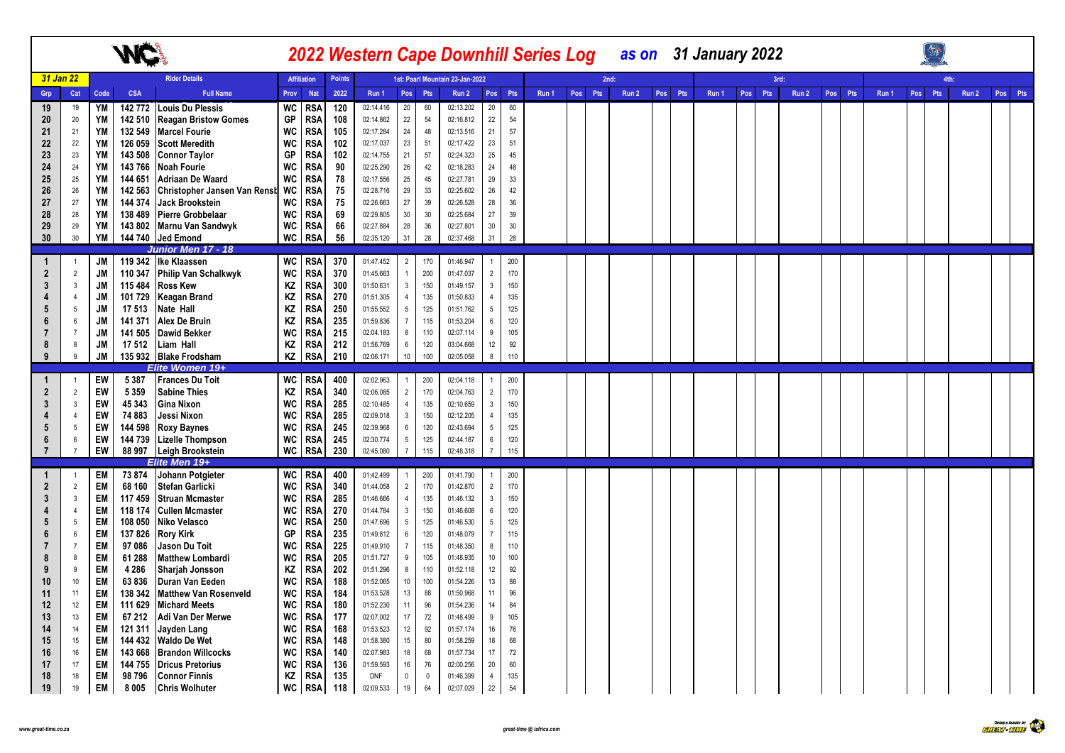# 2022 Western Cape Downhill Series Log *as on 31 January 2022*

| 31 Jan 22 | | Rider Details | | | Affiliation | | Points | 1st: Paarl Mountain 23-Jan-2022 | | | | | | 2nd: | | | | | | 3rd: | | | | | | 4th: | | | | | |
|---|---|---|---|---|---|---|---|---|---|---|---|---|---|---|---|---|---|---|---|---|---|---|---|---|---|---|---|---|---|---|---|
| Grp | Cat | Code | CSA | Full Name | Prov | Nat | 2022 | Run 1 | Pos | Pts | Run 2 | Pos | Pts | Run 1 | Pos | Pts | Run 2 | Pos | Pts | Run 1 | Pos | Pts | Run 2 | Pos | Pts | Run 1 | Pos | Pts | Run 2 | Pos | Pts |
| 19 | 19 | YM | 142 772 | Louis Du Plessis | WC | RSA | 120 | 02:14.416 | 20 | 60 | 02:13.202 | 20 | 60 | | | | | | | | | | | | | | | | | | |
| 20 | 20 | YM | 142 510 | Reagan Bristow Gomes | GP | RSA | 108 | 02:14.862 | 22 | 54 | 02:16.812 | 22 | 54 | | | | | | | | | | | | | | | | | | |
| 21 | 21 | YM | 132 549 | Marcel Fourie | WC | RSA | 105 | 02:17.284 | 24 | 48 | 02:13.516 | 21 | 57 | | | | | | | | | | | | | | | | | | |
| 22 | 22 | YM | 126 059 | Scott Meredith | WC | RSA | 102 | 02:17.037 | 23 | 51 | 02:17.422 | 23 | 51 | | | | | | | | | | | | | | | | | | |
| 23 | 23 | YM | 143 508 | Connor Taylor | GP | RSA | 102 | 02:14.755 | 21 | 57 | 02:24.323 | 25 | 45 | | | | | | | | | | | | | | | | | | |
| 24 | 24 | YM | 143 766 | Noah Fourie | WC | RSA | 90 | 02:25.290 | 26 | 42 | 02:18.283 | 24 | 48 | | | | | | | | | | | | | | | | | | |
| 25 | 25 | YM | 144 651 | Adriaan De Waard | WC | RSA | 78 | 02:17.556 | 25 | 45 | 02:27.781 | 29 | 33 | | | | | | | | | | | | | | | | | | |
| 26 | 26 | YM | 142 563 | Christopher Jansen Van Rensb | WC | RSA | 75 | 02:28.716 | 29 | 33 | 02:25.602 | 26 | 42 | | | | | | | | | | | | | | | | | | |
| 27 | 27 | YM | 144 374 | Jack Brookstein | WC | RSA | 75 | 02:26.663 | 27 | 39 | 02:26.528 | 28 | 36 | | | | | | | | | | | | | | | | | | |
| 28 | 28 | YM | 138 489 | Pierre Grobbelaar | WC | RSA | 69 | 02:29.805 | 30 | 30 | 02:25.684 | 27 | 39 | | | | | | | | | | | | | | | | | | |
| 29 | 29 | YM | 143 802 | Marnu Van Sandwyk | WC | RSA | 66 | 02:27.884 | 28 | 36 | 02:27.801 | 30 | 30 | | | | | | | | | | | | | | | | | | |
| 30 | 30 | YM | 144 740 | Jed Emond | WC | RSA | 56 | 02:35.120 | 31 | 28 | 02:37.468 | 31 | 28 | | | | | | | | | | | | | | | | | | |
| | | | | ***Junior Men 17 - 18*** | | | | | | | | | | | | | | | | | | | | | | | | | | | |
| 1 | 1 | JM | 119 342 | Ike Klaassen | WC | RSA | 370 | 01:47.452 | 2 | 170 | 01:46.947 | 1 | 200 | | | | | | | | | | | | | | | | | | |
| 2 | 2 | JM | 110 347 | Philip Van Schalkwyk | WC | RSA | 370 | 01:45.663 | 1 | 200 | 01:47.037 | 2 | 170 | | | | | | | | | | | | | | | | | | |
| 3 | 3 | JM | 115 484 | Ross Kew | KZ | RSA | 300 | 01:50.631 | 3 | 150 | 01:49.157 | 3 | 150 | | | | | | | | | | | | | | | | | | |
| 4 | 4 | JM | 101 729 | Keagan Brand | KZ | RSA | 270 | 01:51.305 | 4 | 135 | 01:50.833 | 4 | 135 | | | | | | | | | | | | | | | | | | |
| 5 | 5 | JM | 17 513 | Nate Hall | KZ | RSA | 250 | 01:55.552 | 5 | 125 | 01:51.762 | 5 | 125 | | | | | | | | | | | | | | | | | | |
| 6 | 6 | JM | 141 371 | Alex De Bruin | KZ | RSA | 235 | 01:59.836 | 7 | 115 | 01:53.204 | 6 | 120 | | | | | | | | | | | | | | | | | | |
| 7 | 7 | JM | 141 505 | Dawid Bekker | WC | RSA | 215 | 02:04.183 | 8 | 110 | 02:07.114 | 9 | 105 | | | | | | | | | | | | | | | | | | |
| 8 | 8 | JM | 17 512 | Liam Hall | KZ | RSA | 212 | 01:56.769 | 6 | 120 | 03:04.668 | 12 | 92 | | | | | | | | | | | | | | | | | | |
| 9 | 9 | JM | 135 932 | Blake Frodsham | KZ | RSA | 210 | 02:06.171 | 10 | 100 | 02:05.058 | 8 | 110 | | | | | | | | | | | | | | | | | | |
| | | | | ***Elite Women 19+*** | | | | | | | | | | | | | | | | | | | | | | | | | | | |
| 1 | 1 | EW | 5 387 | Frances Du Toit | WC | RSA | 400 | 02:02.963 | 1 | 200 | 02:04.118 | 1 | 200 | | | | | | | | | | | | | | | | | | |
| 2 | 2 | EW | 5 359 | Sabine Thies | KZ | RSA | 340 | 02:06.085 | 2 | 170 | 02:04.763 | 2 | 170 | | | | | | | | | | | | | | | | | | |
| 3 | 3 | EW | 45 343 | Gina Nixon | WC | RSA | 285 | 02:10.485 | 4 | 135 | 02:10.659 | 3 | 150 | | | | | | | | | | | | | | | | | | |
| 4 | 4 | EW | 74 883 | Jessi Nixon | WC | RSA | 285 | 02:09.018 | 3 | 150 | 02:12.205 | 4 | 135 | | | | | | | | | | | | | | | | | | |
| 5 | 5 | EW | 144 598 | Roxy Baynes | WC | RSA | 245 | 02:39.968 | 6 | 120 | 02:43.694 | 5 | 125 | | | | | | | | | | | | | | | | | | |
| 6 | 6 | EW | 144 739 | Lizelle Thompson | WC | RSA | 245 | 02:30.774 | 5 | 125 | 02:44.187 | 6 | 120 | | | | | | | | | | | | | | | | | | |
| 7 | 7 | EW | 88 997 | Leigh Brookstein | WC | RSA | 230 | 02:45.080 | 7 | 115 | 02:48.318 | 7 | 115 | | | | | | | | | | | | | | | | | | |
| | | | | ***Elite Men 19+*** | | | | | | | | | | | | | | | | | | | | | | | | | | | |
| 1 | 1 | EM | 73 874 | Johann Potgieter | WC | RSA | 400 | 01:42.499 | 1 | 200 | 01:41.790 | 1 | 200 | | | | | | | | | | | | | | | | | | |
| 2 | 2 | EM | 68 160 | Stefan Garlicki | WC | RSA | 340 | 01:44.058 | 2 | 170 | 01:42.870 | 2 | 170 | | | | | | | | | | | | | | | | | | |
| 3 | 3 | EM | 117 459 | Struan Mcmaster | WC | RSA | 285 | 01:46.666 | 4 | 135 | 01:46.132 | 3 | 150 | | | | | | | | | | | | | | | | | | |
| 4 | 4 | EM | 118 174 | Cullen Mcmaster | WC | RSA | 270 | 01:44.784 | 3 | 150 | 01:46.608 | 6 | 120 | | | | | | | | | | | | | | | | | | |
| 5 | 5 | EM | 108 050 | Niko Velasco | WC | RSA | 250 | 01:47.696 | 5 | 125 | 01:46.530 | 5 | 125 | | | | | | | | | | | | | | | | | | |
| 6 | 6 | EM | 137 826 | Rory Kirk | GP | RSA | 235 | 01:49.812 | 6 | 120 | 01:48.079 | 7 | 115 | | | | | | | | | | | | | | | | | | |
| 7 | 7 | EM | 97 086 | Jason Du Toit | WC | RSA | 225 | 01:49.910 | 7 | 115 | 01:48.350 | 8 | 110 | | | | | | | | | | | | | | | | | | |
| 8 | 8 | EM | 61 288 | Matthew Lombardi | WC | RSA | 205 | 01:51.727 | 9 | 105 | 01:48.935 | 10 | 100 | | | | | | | | | | | | | | | | | | |
| 9 | 9 | EM | 4 286 | Sharjah Jonsson | KZ | RSA | 202 | 01:51.296 | 8 | 110 | 01:52.118 | 12 | 92 | | | | | | | | | | | | | | | | | | |
| 10 | 10 | EM | 63 836 | Duran Van Eeden | WC | RSA | 188 | 01:52.065 | 10 | 100 | 01:54.226 | 13 | 88 | | | | | | | | | | | | | | | | | | |
| 11 | 11 | EM | 138 342 | Matthew Van Rosenveld | WC | RSA | 184 | 01:53.528 | 13 | 88 | 01:50.968 | 11 | 96 | | | | | | | | | | | | | | | | | | |
| 12 | 12 | EM | 111 629 | Michard Meets | WC | RSA | 180 | 01:52.230 | 11 | 96 | 01:54.236 | 14 | 84 | | | | | | | | | | | | | | | | | | |
| 13 | 13 | EM | 67 212 | Adi Van Der Merwe | WC | RSA | 177 | 02:07.002 | 17 | 72 | 01:48.499 | 9 | 105 | | | | | | | | | | | | | | | | | | |
| 14 | 14 | EM | 121 311 | Jayden Lang | WC | RSA | 168 | 01:53.523 | 12 | 92 | 01:57.174 | 16 | 76 | | | | | | | | | | | | | | | | | | |
| 15 | 15 | EM | 144 432 | Waldo De Wet | WC | RSA | 148 | 01:58.380 | 15 | 80 | 01:58.259 | 18 | 68 | | | | | | | | | | | | | | | | | | |
| 16 | 16 | EM | 143 668 | Brandon Willcocks | WC | RSA | 140 | 02:07.983 | 18 | 68 | 01:57.734 | 17 | 72 | | | | | | | | | | | | | | | | | | |
| 17 | 17 | EM | 144 755 | Dricus Pretorius | WC | RSA | 136 | 01:59.593 | 16 | 76 | 02:00.256 | 20 | 60 | | | | | | | | | | | | | | | | | | |
| 18 | 18 | EM | 98 796 | Connor Finnis | KZ | RSA | 135 | DNF | 0 | 0 | 01:46.399 | 4 | 135 | | | | | | | | | | | | | | | | | | |
| 19 | 19 | EM | 8 005 | Chris Wolhuter | WC | RSA | 118 | 02:09.533 | 19 | 64 | 02:07.029 | 22 | 54 | | | | | | | | | | | | | | | | | | |

www.great-time.co.za

great-time @ iafrica.com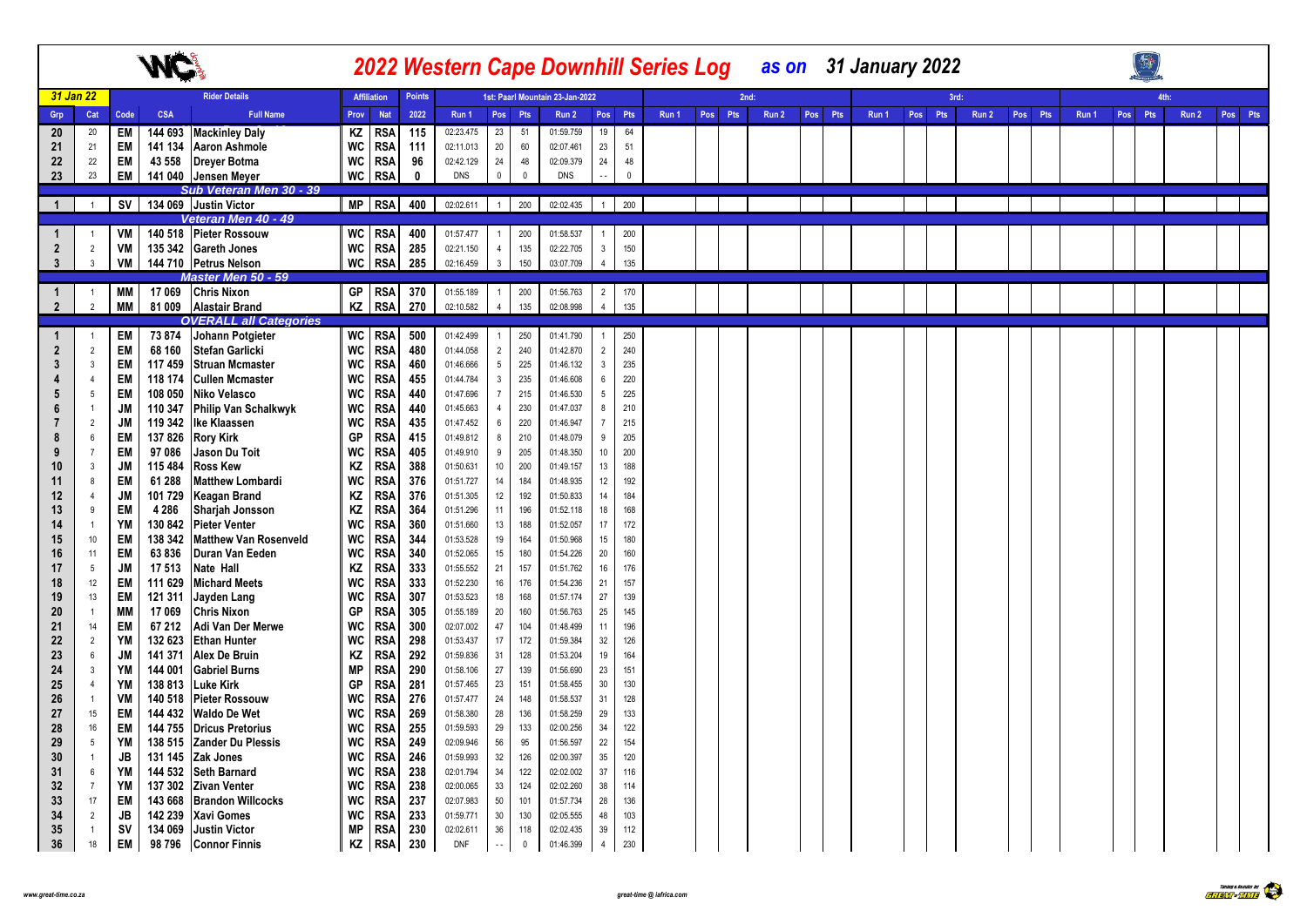# 2022 Western Cape Downhill Series Log *as on 31 January 2022*

| 31 Jan 22 | | Rider Details | | | Affiliation | | Points | 1st: Paarl Mountain 23-Jan-2022 | | | | | | 2nd: | | | | | | 3rd: | | | | | | 4th: | | | | | |
|---|---|---|---|---|---|---|---|---|---|---|---|---|---|---|---|---|---|---|---|---|---|---|---|---|---|---|---|---|---|---|---|
| Grp | Cat | Code | CSA | Full Name | Prov | Nat | 2022 | Run 1 | Pos | Pts | Run 2 | Pos | Pts | Run 1 | Pos | Pts | Run 2 | Pos | Pts | Run 1 | Pos | Pts | Run 2 | Pos | Pts | Run 1 | Pos | Pts | Run 2 | Pos | Pts |
| 20 | 20 | EM | 144 693 | Mackinley Daly | KZ | RSA | 115 | 02:23.475 | 23 | 51 | 01:59.759 | 19 | 64 | | | | | | | | | | | | | | | | | | |
| 21 | 21 | EM | 141 134 | Aaron Ashmole | WC | RSA | 111 | 02:11.013 | 20 | 60 | 02:07.461 | 23 | 51 | | | | | | | | | | | | | | | | | | |
| 22 | 22 | EM | 43 558 | Dreyer Botma | WC | RSA | 96 | 02:42.129 | 24 | 48 | 02:09.379 | 24 | 48 | | | | | | | | | | | | | | | | | | |
| 23 | 23 | EM | 141 040 | Jensen Meyer | WC | RSA | 0 | DNS | 0 | 0 | DNS | - - | 0 | | | | | | | | | | | | | | | | | | |
| | | | | **Sub Veteran Men 30 - 39** | | | | | | | | | | | | | | | | | | | | | | | | | | | |
| 1 | 1 | SV | 134 069 | Justin Victor | MP | RSA | 400 | 02:02.611 | 1 | 200 | 02:02.435 | 1 | 200 | | | | | | | | | | | | | | | | | | |
| | | | | **Veteran Men 40 - 49** | | | | | | | | | | | | | | | | | | | | | | | | | | | |
| 1 | 1 | VM | 140 518 | Pieter Rossouw | WC | RSA | 400 | 01:57.477 | 1 | 200 | 01:58.537 | 1 | 200 | | | | | | | | | | | | | | | | | | |
| 2 | 2 | VM | 135 342 | Gareth Jones | WC | RSA | 285 | 02:21.150 | 4 | 135 | 02:22.705 | 3 | 150 | | | | | | | | | | | | | | | | | | |
| 3 | 3 | VM | 144 710 | Petrus Nelson | WC | RSA | 285 | 02:16.459 | 3 | 150 | 03:07.709 | 4 | 135 | | | | | | | | | | | | | | | | | | |
| | | | | **Master Men 50 - 59** | | | | | | | | | | | | | | | | | | | | | | | | | | | |
| 1 | 1 | MM | 17 069 | Chris Nixon | GP | RSA | 370 | 01:55.189 | 1 | 200 | 01:56.763 | 2 | 170 | | | | | | | | | | | | | | | | | | |
| 2 | 2 | MM | 81 009 | Alastair Brand | KZ | RSA | 270 | 02:10.582 | 4 | 135 | 02:08.996 | 4 | 135 | | | | | | | | | | | | | | | | | | |
| | | | | **OVERALL all Categories** | | | | | | | | | | | | | | | | | | | | | | | | | | | |
| 1 | 1 | EM | 73 874 | Johann Potgieter | WC | RSA | 500 | 01:42.499 | 1 | 250 | 01:41.790 | 1 | 250 | | | | | | | | | | | | | | | | | | |
| 2 | 2 | EM | 68 160 | Stefan Garlicki | WC | RSA | 480 | 01:44.058 | 2 | 240 | 01:42.870 | 2 | 240 | | | | | | | | | | | | | | | | | | |
| 3 | 3 | EM | 117 459 | Struan Mcmaster | WC | RSA | 460 | 01:46.666 | 5 | 225 | 01:46.132 | 3 | 235 | | | | | | | | | | | | | | | | | | |
| 4 | 4 | EM | 118 174 | Cullen Mcmaster | WC | RSA | 455 | 01:44.784 | 3 | 235 | 01:46.608 | 6 | 220 | | | | | | | | | | | | | | | | | | |
| 5 | 5 | EM | 108 050 | Niko Velasco | WC | RSA | 440 | 01:47.696 | 7 | 215 | 01:46.530 | 5 | 225 | | | | | | | | | | | | | | | | | | |
| 6 | 1 | JM | 110 347 | Philip Van Schalkwyk | WC | RSA | 440 | 01:45.663 | 4 | 230 | 01:47.037 | 8 | 210 | | | | | | | | | | | | | | | | | | |
| 7 | 2 | JM | 119 342 | Ike Klaassen | WC | RSA | 435 | 01:47.452 | 6 | 220 | 01:46.947 | 7 | 215 | | | | | | | | | | | | | | | | | | |
| 8 | 6 | EM | 137 826 | Rory Kirk | GP | RSA | 415 | 01:49.812 | 8 | 210 | 01:48.079 | 9 | 205 | | | | | | | | | | | | | | | | | | |
| 9 | 7 | EM | 97 086 | Jason Du Toit | WC | RSA | 405 | 01:49.910 | 9 | 205 | 01:48.350 | 10 | 200 | | | | | | | | | | | | | | | | | | |
| 10 | 3 | JM | 115 484 | Ross Kew | KZ | RSA | 388 | 01:50.631 | 10 | 200 | 01:49.157 | 13 | 188 | | | | | | | | | | | | | | | | | | |
| 11 | 8 | EM | 61 288 | Matthew Lombardi | WC | RSA | 376 | 01:51.727 | 14 | 184 | 01:48.935 | 12 | 192 | | | | | | | | | | | | | | | | | | |
| 12 | 4 | JM | 101 729 | Keagan Brand | KZ | RSA | 376 | 01:51.305 | 12 | 192 | 01:50.833 | 14 | 184 | | | | | | | | | | | | | | | | | | |
| 13 | 9 | EM | 4 286 | Sharjah Jonsson | KZ | RSA | 364 | 01:51.296 | 11 | 196 | 01:52.118 | 18 | 168 | | | | | | | | | | | | | | | | | | |
| 14 | 1 | YM | 130 842 | Pieter Venter | WC | RSA | 360 | 01:51.660 | 13 | 188 | 01:52.057 | 17 | 172 | | | | | | | | | | | | | | | | | | |
| 15 | 10 | EM | 138 342 | Matthew Van Rosenveld | WC | RSA | 344 | 01:53.528 | 19 | 164 | 01:50.968 | 15 | 180 | | | | | | | | | | | | | | | | | | |
| 16 | 11 | EM | 63 836 | Duran Van Eeden | WC | RSA | 340 | 01:52.065 | 15 | 180 | 01:54.226 | 20 | 160 | | | | | | | | | | | | | | | | | | |
| 17 | 5 | JM | 17 513 | Nate Hall | KZ | RSA | 333 | 01:55.552 | 21 | 157 | 01:51.762 | 16 | 176 | | | | | | | | | | | | | | | | | | |
| 18 | 12 | EM | 111 629 | Michard Meets | WC | RSA | 333 | 01:52.230 | 16 | 176 | 01:54.236 | 21 | 157 | | | | | | | | | | | | | | | | | | |
| 19 | 13 | EM | 121 311 | Jayden Lang | WC | RSA | 307 | 01:53.523 | 18 | 168 | 01:57.174 | 27 | 139 | | | | | | | | | | | | | | | | | | |
| 20 | 1 | MM | 17 069 | Chris Nixon | GP | RSA | 305 | 01:55.189 | 20 | 160 | 01:56.763 | 25 | 145 | | | | | | | | | | | | | | | | | | |
| 21 | 14 | EM | 67 212 | Adi Van Der Merwe | WC | RSA | 300 | 02:07.002 | 47 | 104 | 01:48.499 | 11 | 196 | | | | | | | | | | | | | | | | | | |
| 22 | 2 | YM | 132 623 | Ethan Hunter | WC | RSA | 298 | 01:53.437 | 17 | 172 | 01:59.384 | 32 | 126 | | | | | | | | | | | | | | | | | | |
| 23 | 6 | JM | 141 371 | Alex De Bruin | KZ | RSA | 292 | 01:59.836 | 31 | 128 | 01:53.204 | 19 | 164 | | | | | | | | | | | | | | | | | | |
| 24 | 3 | YM | 144 001 | Gabriel Burns | MP | RSA | 290 | 01:58.106 | 27 | 139 | 01:56.690 | 23 | 151 | | | | | | | | | | | | | | | | | | |
| 25 | 4 | YM | 138 813 | Luke Kirk | GP | RSA | 281 | 01:57.465 | 23 | 151 | 01:58.455 | 30 | 130 | | | | | | | | | | | | | | | | | | |
| 26 | 1 | VM | 140 518 | Pieter Rossouw | WC | RSA | 276 | 01:57.477 | 24 | 148 | 01:58.537 | 31 | 128 | | | | | | | | | | | | | | | | | | |
| 27 | 15 | EM | 144 432 | Waldo De Wet | WC | RSA | 269 | 01:58.380 | 28 | 136 | 01:58.259 | 29 | 133 | | | | | | | | | | | | | | | | | | |
| 28 | 16 | EM | 144 755 | Dricus Pretorius | WC | RSA | 255 | 01:59.593 | 29 | 133 | 02:00.256 | 34 | 122 | | | | | | | | | | | | | | | | | | |
| 29 | 5 | YM | 138 515 | Zander Du Plessis | WC | RSA | 249 | 02:09.946 | 56 | 95 | 01:56.597 | 22 | 154 | | | | | | | | | | | | | | | | | | |
| 30 | 1 | JB | 131 145 | Zak Jones | WC | RSA | 246 | 01:59.993 | 32 | 126 | 02:00.397 | 35 | 120 | | | | | | | | | | | | | | | | | | |
| 31 | 6 | YM | 144 532 | Seth Barnard | WC | RSA | 238 | 02:01.794 | 34 | 122 | 02:02.002 | 37 | 116 | | | | | | | | | | | | | | | | | | |
| 32 | 7 | YM | 137 302 | Zivan Venter | WC | RSA | 238 | 02:00.065 | 33 | 124 | 02:02.260 | 38 | 114 | | | | | | | | | | | | | | | | | | |
| 33 | 17 | EM | 143 668 | Brandon Willcocks | WC | RSA | 237 | 02:07.983 | 50 | 101 | 01:57.734 | 28 | 136 | | | | | | | | | | | | | | | | | | |
| 34 | 2 | JB | 142 239 | Xavi Gomes | WC | RSA | 233 | 01:59.771 | 30 | 130 | 02:05.555 | 48 | 103 | | | | | | | | | | | | | | | | | | |
| 35 | 1 | SV | 134 069 | Justin Victor | MP | RSA | 230 | 02:02.611 | 36 | 118 | 02:02.435 | 39 | 112 | | | | | | | | | | | | | | | | | | |
| 36 | 18 | EM | 98 796 | Connor Finnis | KZ | RSA | 230 | DNF | - - | 0 | 01:46.399 | 4 | 230 | | | | | | | | | | | | | | | | | | |

www.great-time.co.za

great-time @ iafrica.com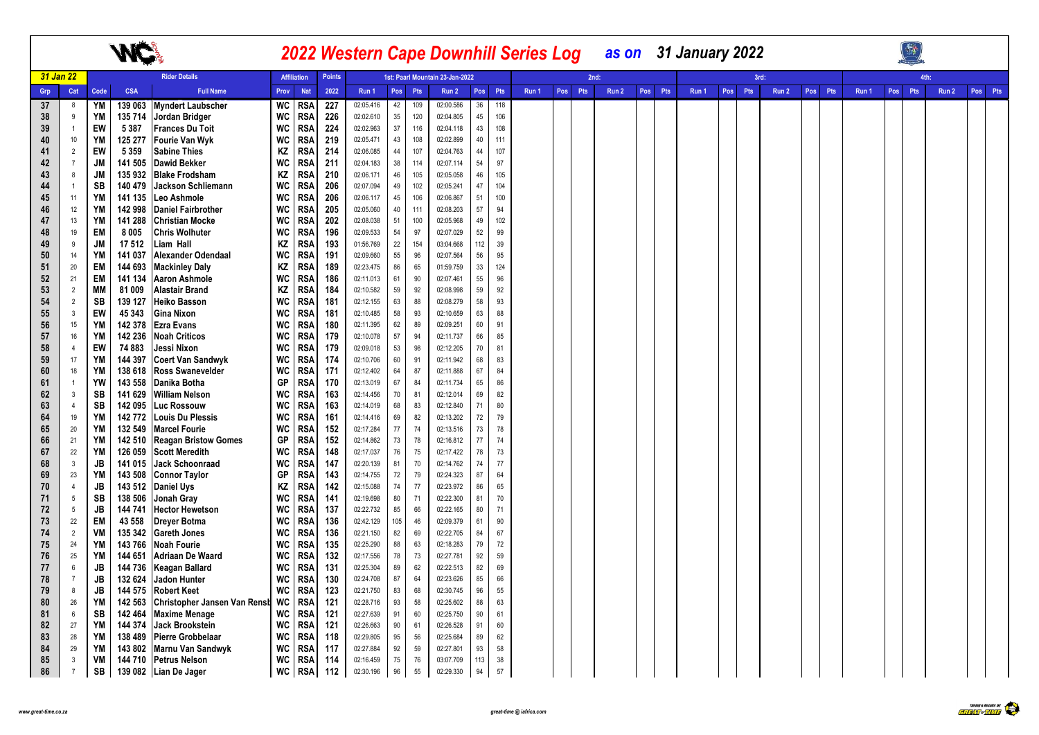# 2022 Western Cape Downhill Series Log as on 31 January 2022

| 31 Jan 22 | | Rider Details | | | Affiliation | | Points | 1st: Paarl Mountain 23-Jan-2022 | | | | | | 2nd: | | | | | | 3rd: | | | | | | 4th: | | | | | |
|---|---|---|---|---|---|---|---|---|---|---|---|---|---|---|---|---|---|---|---|---|---|---|---|---|---|---|---|---|---|---|---|
| Grp | Cat | Code | CSA | Full Name | Prov | Nat | 2022 | Run 1 | Pos | Pts | Run 2 | Pos | Pts | Run 1 | Pos | Pts | Run 2 | Pos | Pts | Run 1 | Pos | Pts | Run 2 | Pos | Pts | Run 1 | Pos | Pts | Run 2 | Pos | Pts |
| 37 | 8 | YM | 139 063 | Myndert Laubscher | WC | RSA | 227 | 02:05.416 | 42 | 109 | 02:00.586 | 36 | 118 | | | | | | | | | | | | | | | | | | |
| 38 | 9 | YM | 135 714 | Jordan Bridger | WC | RSA | 226 | 02:02.610 | 35 | 120 | 02:04.805 | 45 | 106 | | | | | | | | | | | | | | | | | | |
| 39 | 1 | EW | 5 387 | Frances Du Toit | WC | RSA | 224 | 02:02.963 | 37 | 116 | 02:04.118 | 43 | 108 | | | | | | | | | | | | | | | | | | |
| 40 | 10 | YM | 125 277 | Fourie Van Wyk | WC | RSA | 219 | 02:05.471 | 43 | 108 | 02:02.899 | 40 | 111 | | | | | | | | | | | | | | | | | | |
| 41 | 2 | EW | 5 359 | Sabine Thies | KZ | RSA | 214 | 02:06.085 | 44 | 107 | 02:04.763 | 44 | 107 | | | | | | | | | | | | | | | | | | |
| 42 | 7 | JM | 141 505 | Dawid Bekker | WC | RSA | 211 | 02:04.183 | 38 | 114 | 02:07.114 | 54 | 97 | | | | | | | | | | | | | | | | | | |
| 43 | 8 | JM | 135 932 | Blake Frodsham | KZ | RSA | 210 | 02:06.171 | 46 | 105 | 02:05.058 | 46 | 105 | | | | | | | | | | | | | | | | | | |
| 44 | 1 | SB | 140 479 | Jackson Schliemann | WC | RSA | 206 | 02:07.094 | 49 | 102 | 02:05.241 | 47 | 104 | | | | | | | | | | | | | | | | | | |
| 45 | 11 | YM | 141 135 | Leo Ashmole | WC | RSA | 206 | 02:06.117 | 45 | 106 | 02:06.867 | 51 | 100 | | | | | | | | | | | | | | | | | | |
| 46 | 12 | YM | 142 998 | Daniel Fairbrother | WC | RSA | 205 | 02:05.060 | 40 | 111 | 02:08.203 | 57 | 94 | | | | | | | | | | | | | | | | | | |
| 47 | 13 | YM | 141 288 | Christian Mocke | WC | RSA | 202 | 02:08.038 | 51 | 100 | 02:05.968 | 49 | 102 | | | | | | | | | | | | | | | | | | |
| 48 | 19 | EM | 8 005 | Chris Wolhuter | WC | RSA | 196 | 02:09.533 | 54 | 97 | 02:07.029 | 52 | 99 | | | | | | | | | | | | | | | | | | |
| 49 | 9 | JM | 17 512 | Liam Hall | KZ | RSA | 193 | 01:56.769 | 22 | 154 | 03:04.668 | 112 | 39 | | | | | | | | | | | | | | | | | | |
| 50 | 14 | YM | 141 037 | Alexander Odendaal | WC | RSA | 191 | 02:09.660 | 55 | 96 | 02:07.564 | 56 | 95 | | | | | | | | | | | | | | | | | | |
| 51 | 20 | EM | 144 693 | Mackinley Daly | KZ | RSA | 189 | 02:23.475 | 86 | 65 | 01:59.759 | 33 | 124 | | | | | | | | | | | | | | | | | | |
| 52 | 21 | EM | 141 134 | Aaron Ashmole | WC | RSA | 186 | 02:11.013 | 61 | 90 | 02:07.461 | 55 | 96 | | | | | | | | | | | | | | | | | | |
| 53 | 2 | MM | 81 009 | Alastair Brand | KZ | RSA | 184 | 02:10.582 | 59 | 92 | 02:08.998 | 59 | 92 | | | | | | | | | | | | | | | | | | |
| 54 | 2 | SB | 139 127 | Heiko Basson | WC | RSA | 181 | 02:12.155 | 63 | 88 | 02:08.279 | 58 | 93 | | | | | | | | | | | | | | | | | | |
| 55 | 3 | EW | 45 343 | Gina Nixon | WC | RSA | 181 | 02:10.485 | 58 | 93 | 02:10.659 | 63 | 88 | | | | | | | | | | | | | | | | | | |
| 56 | 15 | YM | 142 378 | Ezra Evans | WC | RSA | 180 | 02:11.395 | 62 | 89 | 02:09.251 | 60 | 91 | | | | | | | | | | | | | | | | | | |
| 57 | 16 | YM | 142 236 | Noah Criticos | WC | RSA | 179 | 02:10.078 | 57 | 94 | 02:11.737 | 66 | 85 | | | | | | | | | | | | | | | | | | |
| 58 | 4 | EW | 74 883 | Jessi Nixon | WC | RSA | 179 | 02:09.018 | 53 | 98 | 02:12.205 | 70 | 81 | | | | | | | | | | | | | | | | | | |
| 59 | 17 | YM | 144 397 | Coert Van Sandwyk | WC | RSA | 174 | 02:10.706 | 60 | 91 | 02:11.942 | 68 | 83 | | | | | | | | | | | | | | | | | | |
| 60 | 18 | YM | 138 618 | Ross Swanevelder | WC | RSA | 171 | 02:12.402 | 64 | 87 | 02:11.888 | 67 | 84 | | | | | | | | | | | | | | | | | | |
| 61 | 1 | YW | 143 558 | Danika Botha | GP | RSA | 170 | 02:13.019 | 67 | 84 | 02:11.734 | 65 | 86 | | | | | | | | | | | | | | | | | | |
| 62 | 3 | SB | 141 629 | William Nelson | WC | RSA | 163 | 02:14.456 | 70 | 81 | 02:12.014 | 69 | 82 | | | | | | | | | | | | | | | | | | |
| 63 | 4 | SB | 142 095 | Luc Rossouw | WC | RSA | 163 | 02:14.019 | 68 | 83 | 02:12.840 | 71 | 80 | | | | | | | | | | | | | | | | | | |
| 64 | 19 | YM | 142 772 | Louis Du Plessis | WC | RSA | 161 | 02:14.416 | 69 | 82 | 02:13.202 | 72 | 79 | | | | | | | | | | | | | | | | | | |
| 65 | 20 | YM | 132 549 | Marcel Fourie | WC | RSA | 152 | 02:17.284 | 77 | 74 | 02:13.516 | 73 | 78 | | | | | | | | | | | | | | | | | | |
| 66 | 21 | YM | 142 510 | Reagan Bristow Gomes | GP | RSA | 152 | 02:14.862 | 73 | 78 | 02:16.812 | 77 | 74 | | | | | | | | | | | | | | | | | | |
| 67 | 22 | YM | 126 059 | Scott Meredith | WC | RSA | 148 | 02:17.037 | 76 | 75 | 02:17.422 | 78 | 73 | | | | | | | | | | | | | | | | | | |
| 68 | 3 | JB | 141 015 | Jack Schoonraad | WC | RSA | 147 | 02:20.139 | 81 | 70 | 02:14.762 | 74 | 77 | | | | | | | | | | | | | | | | | | |
| 69 | 23 | YM | 143 508 | Connor Taylor | GP | RSA | 143 | 02:14.755 | 72 | 79 | 02:24.323 | 87 | 64 | | | | | | | | | | | | | | | | | | |
| 70 | 4 | JB | 143 512 | Daniel Uys | KZ | RSA | 142 | 02:15.088 | 74 | 77 | 02:23.972 | 86 | 65 | | | | | | | | | | | | | | | | | | |
| 71 | 5 | SB | 138 506 | Jonah Gray | WC | RSA | 141 | 02:19.698 | 80 | 71 | 02:22.300 | 81 | 70 | | | | | | | | | | | | | | | | | | |
| 72 | 5 | JB | 144 741 | Hector Hewetson | WC | RSA | 137 | 02:22.732 | 85 | 66 | 02:22.165 | 80 | 71 | | | | | | | | | | | | | | | | | | |
| 73 | 22 | EM | 43 558 | Dreyer Botma | WC | RSA | 136 | 02:42.129 | 105 | 46 | 02:09.379 | 61 | 90 | | | | | | | | | | | | | | | | | | |
| 74 | 2 | VM | 135 342 | Gareth Jones | WC | RSA | 136 | 02:21.150 | 82 | 69 | 02:22.705 | 84 | 67 | | | | | | | | | | | | | | | | | | |
| 75 | 24 | YM | 143 766 | Noah Fourie | WC | RSA | 135 | 02:25.290 | 88 | 63 | 02:18.283 | 79 | 72 | | | | | | | | | | | | | | | | | | |
| 76 | 25 | YM | 144 651 | Adriaan De Waard | WC | RSA | 132 | 02:17.556 | 78 | 73 | 02:27.781 | 92 | 59 | | | | | | | | | | | | | | | | | | |
| 77 | 6 | JB | 144 736 | Keagan Ballard | WC | RSA | 131 | 02:25.304 | 89 | 62 | 02:22.513 | 82 | 69 | | | | | | | | | | | | | | | | | | |
| 78 | 7 | JB | 132 624 | Jadon Hunter | WC | RSA | 130 | 02:24.708 | 87 | 64 | 02:23.626 | 85 | 66 | | | | | | | | | | | | | | | | | | |
| 79 | 8 | JB | 144 575 | Robert Keet | WC | RSA | 123 | 02:21.750 | 83 | 68 | 02:30.745 | 96 | 55 | | | | | | | | | | | | | | | | | | |
| 80 | 26 | YM | 142 563 | Christopher Jansen Van Rensb | WC | RSA | 121 | 02:28.716 | 93 | 58 | 02:25.602 | 88 | 63 | | | | | | | | | | | | | | | | | | |
| 81 | 6 | SB | 142 464 | Maxime Menage | WC | RSA | 121 | 02:27.639 | 91 | 60 | 02:25.750 | 90 | 61 | | | | | | | | | | | | | | | | | | |
| 82 | 27 | YM | 144 374 | Jack Brookstein | WC | RSA | 121 | 02:26.663 | 90 | 61 | 02:26.528 | 91 | 60 | | | | | | | | | | | | | | | | | | |
| 83 | 28 | YM | 138 489 | Pierre Grobbelaar | WC | RSA | 118 | 02:29.805 | 95 | 56 | 02:25.684 | 89 | 62 | | | | | | | | | | | | | | | | | | |
| 84 | 29 | YM | 143 802 | Marnu Van Sandwyk | WC | RSA | 117 | 02:27.884 | 92 | 59 | 02:27.801 | 93 | 58 | | | | | | | | | | | | | | | | | | |
| 85 | 3 | VM | 144 710 | Petrus Nelson | WC | RSA | 114 | 02:16.459 | 75 | 76 | 03:07.709 | 113 | 38 | | | | | | | | | | | | | | | | | | |
| 86 | 7 | SB | 139 082 | Lian De Jager | WC | RSA | 112 | 02:30.196 | 96 | 55 | 02:29.330 | 94 | 57 | | | | | | | | | | | | | | | | | | |

www.great-time.co.za

great-time @ iafrica.com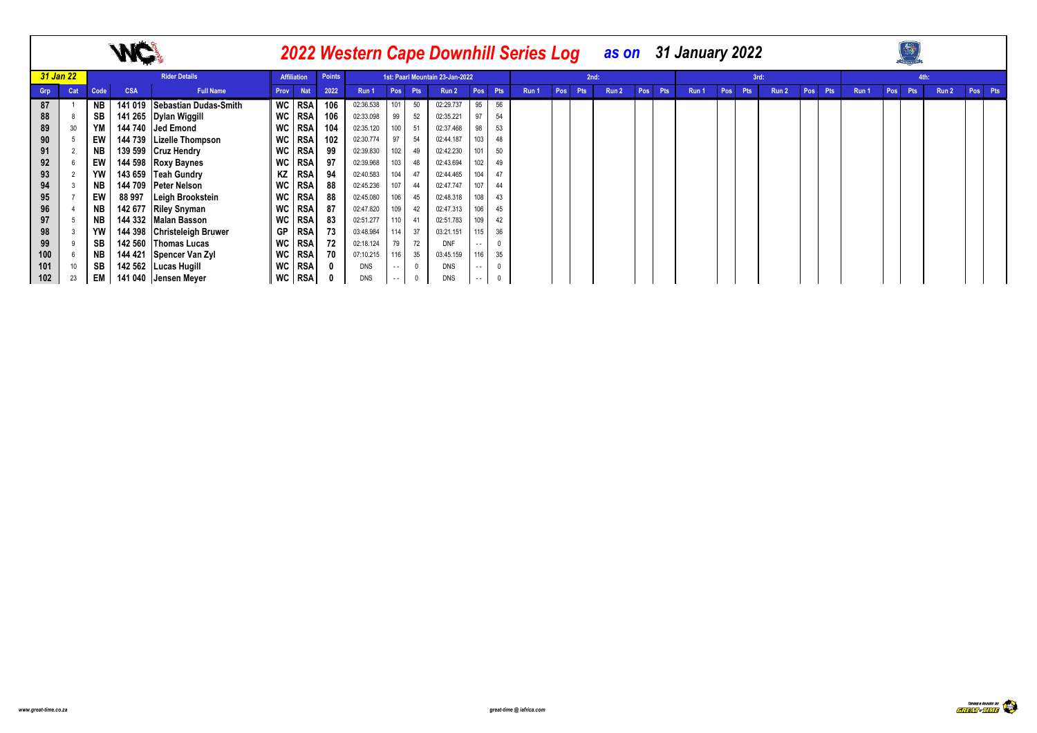# 2022 Western Cape Downhill Series Log as on 31 January 2022

| 31 Jan 22 | | Rider Details | | | Affiliation | | Points | 1st: Paarl Mountain 23-Jan-2022 | | | | | | 2nd: | | | | | | 3rd: | | | | | | 4th: | | | | | |
|---|---|---|---|---|---|---|---|---|---|---|---|---|---|---|---|---|---|---|---|---|---|---|---|---|---|---|---|---|---|---|---|
| Grp | Cat | Code | CSA | Full Name | Prov | Nat | 2022 | Run 1 | Pos | Pts | Run 2 | Pos | Pts | Run 1 | Pos | Pts | Run 2 | Pos | Pts | Run 1 | Pos | Pts | Run 2 | Pos | Pts | Run 1 | Pos | Pts | Run 2 | Pos | Pts |
| 87 | 1 | NB | 141 019 | Sebastian Dudas-Smith | WC | RSA | 106 | 02:36.538 | 101 | 50 | 02:29.737 | 95 | 56 | | | | | | | | | | | | | | | | | | |
| 88 | 8 | SB | 141 265 | Dylan Wiggill | WC | RSA | 106 | 02:33.098 | 99 | 52 | 02:35.221 | 97 | 54 | | | | | | | | | | | | | | | | | | |
| 89 | 30 | YM | 144 740 | Jed Emond | WC | RSA | 104 | 02:35.120 | 100 | 51 | 02:37.468 | 98 | 53 | | | | | | | | | | | | | | | | | | |
| 90 | 5 | EW | 144 739 | Lizelle Thompson | WC | RSA | 102 | 02:30.774 | 97 | 54 | 02:44.187 | 103 | 48 | | | | | | | | | | | | | | | | | | |
| 91 | 2 | NB | 139 599 | Cruz Hendry | WC | RSA | 99 | 02:39.830 | 102 | 49 | 02:42.230 | 101 | 50 | | | | | | | | | | | | | | | | | | |
| 92 | 6 | EW | 144 598 | Roxy Baynes | WC | RSA | 97 | 02:39.968 | 103 | 48 | 02:43.694 | 102 | 49 | | | | | | | | | | | | | | | | | | |
| 93 | 2 | YW | 143 659 | Teah Gundry | KZ | RSA | 94 | 02:40.583 | 104 | 47 | 02:44.465 | 104 | 47 | | | | | | | | | | | | | | | | | | |
| 94 | 3 | NB | 144 709 | Peter Nelson | WC | RSA | 88 | 02:45.236 | 107 | 44 | 02:47.747 | 107 | 44 | | | | | | | | | | | | | | | | | | |
| 95 | 7 | EW | 88 997 | Leigh Brookstein | WC | RSA | 88 | 02:45.080 | 106 | 45 | 02:48.318 | 108 | 43 | | | | | | | | | | | | | | | | | | |
| 96 | 4 | NB | 142 677 | Riley Snyman | WC | RSA | 87 | 02:47.820 | 109 | 42 | 02:47.313 | 106 | 45 | | | | | | | | | | | | | | | | | | |
| 97 | 5 | NB | 144 332 | Malan Basson | WC | RSA | 83 | 02:51.277 | 110 | 41 | 02:51.783 | 109 | 42 | | | | | | | | | | | | | | | | | | |
| 98 | 3 | YW | 144 398 | Christeleigh Bruwer | GP | RSA | 73 | 03:48.984 | 114 | 37 | 03:21.151 | 115 | 36 | | | | | | | | | | | | | | | | | | |
| 99 | 9 | SB | 142 560 | Thomas Lucas | WC | RSA | 72 | 02:18.124 | 79 | 72 | DNF | - - | 0 | | | | | | | | | | | | | | | | | | |
| 100 | 6 | NB | 144 421 | Spencer Van Zyl | WC | RSA | 70 | 07:10.215 | 116 | 35 | 03:45.159 | 116 | 35 | | | | | | | | | | | | | | | | | | |
| 101 | 10 | SB | 142 562 | Lucas Hugill | WC | RSA | 0 | DNS | - - | 0 | DNS | - - | 0 | | | | | | | | | | | | | | | | | | |
| 102 | 23 | EM | 141 040 | Jensen Meyer | WC | RSA | 0 | DNS | - - | 0 | DNS | - - | 0 | | | | | | | | | | | | | | | | | | |

www.great-time.co.za

great-time @ iafrica.com

Timing & Results by GREAT-TIME